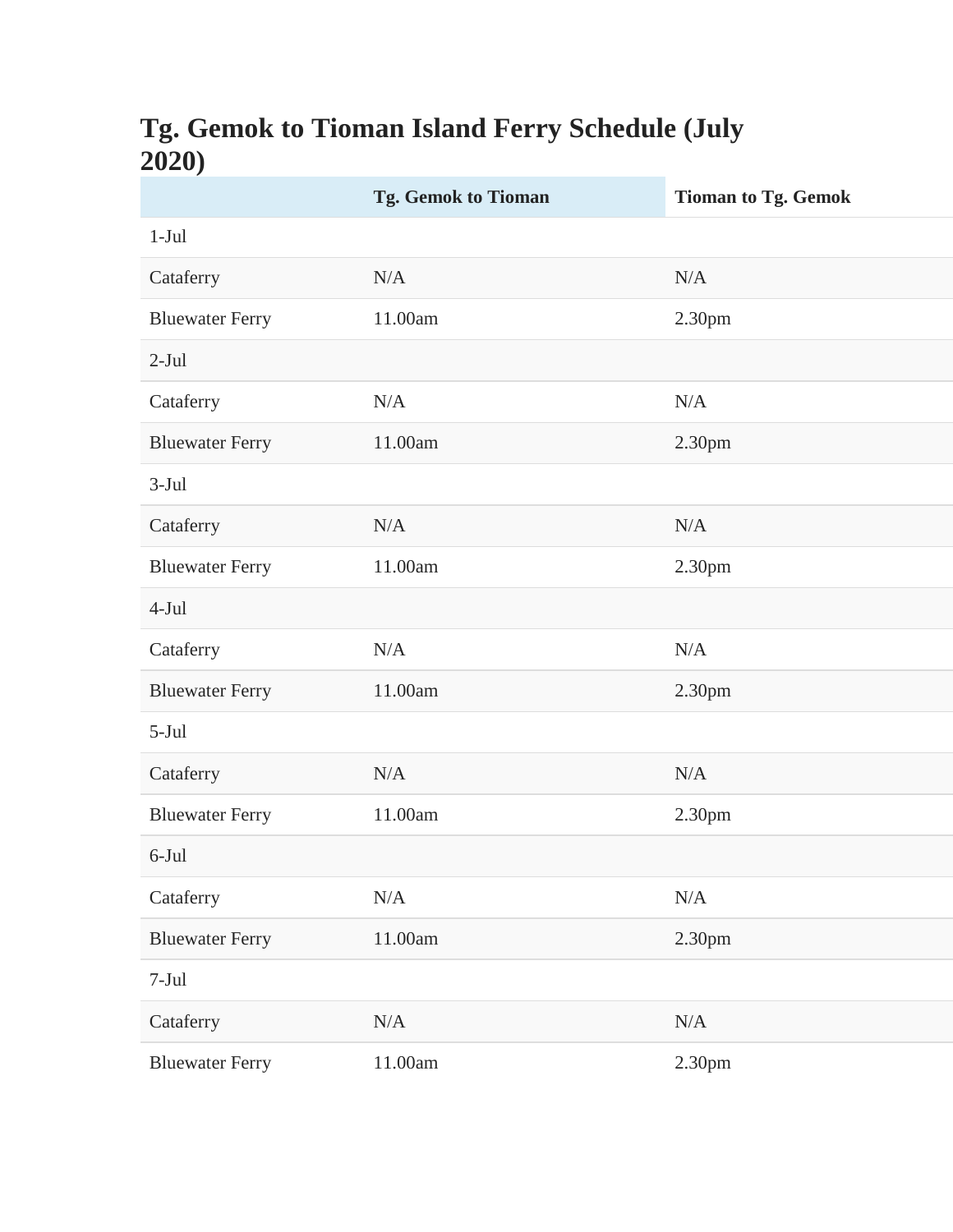# Tg. Gemok to Tioman Island Ferry Schedule (July 2020)

| | Tg. Gemok to Tioman | Tioman to Tg. Gemok |
|---|---|---|
| 1-Jul | | |
| Cataferry | N/A | N/A |
| Bluewater Ferry | 11.00am | 2.30pm |
| 2-Jul | | |
| Cataferry | N/A | N/A |
| Bluewater Ferry | 11.00am | 2.30pm |
| 3-Jul | | |
| Cataferry | N/A | N/A |
| Bluewater Ferry | 11.00am | 2.30pm |
| 4-Jul | | |
| Cataferry | N/A | N/A |
| Bluewater Ferry | 11.00am | 2.30pm |
| 5-Jul | | |
| Cataferry | N/A | N/A |
| Bluewater Ferry | 11.00am | 2.30pm |
| 6-Jul | | |
| Cataferry | N/A | N/A |
| Bluewater Ferry | 11.00am | 2.30pm |
| 7-Jul | | |
| Cataferry | N/A | N/A |
| Bluewater Ferry | 11.00am | 2.30pm |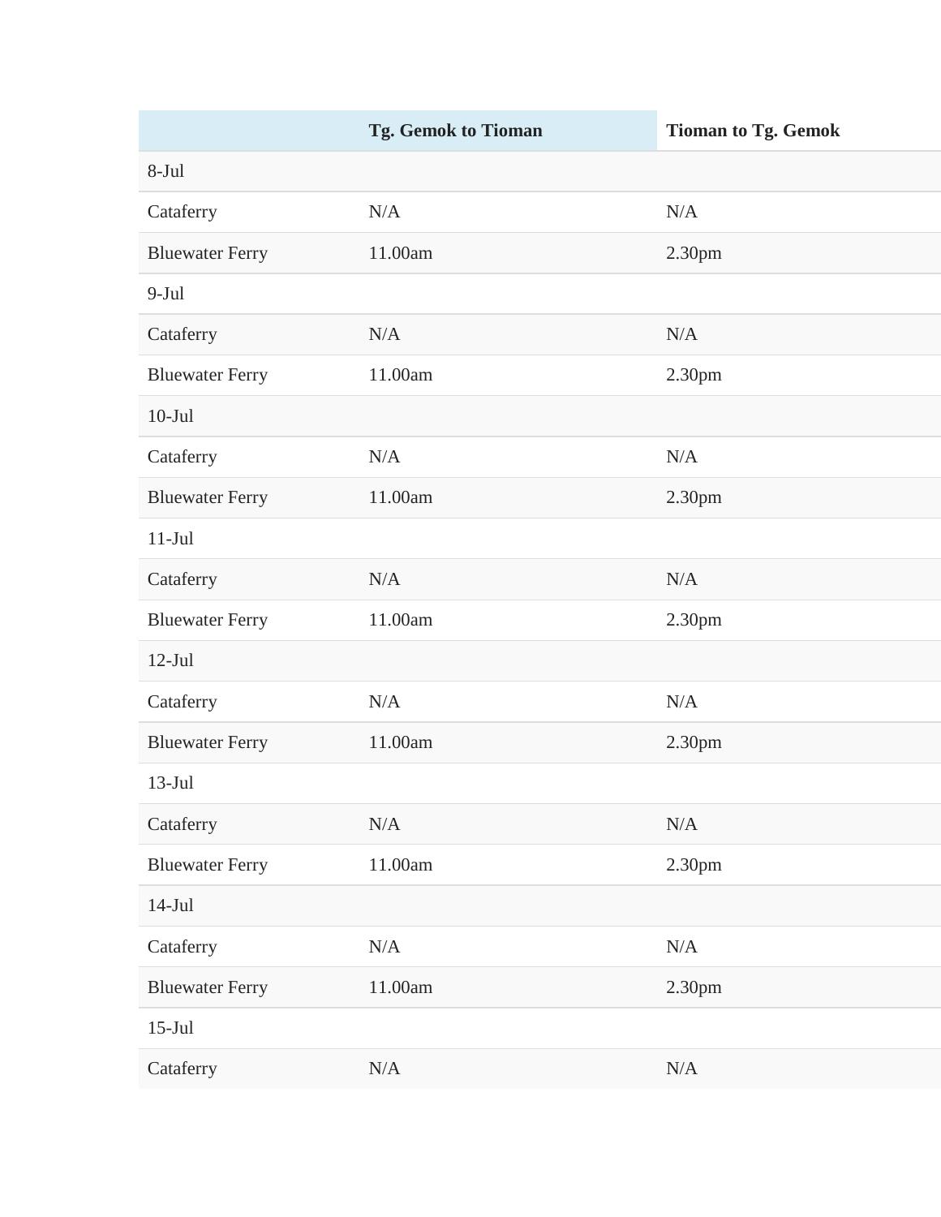| | Tg. Gemok to Tioman | Tioman to Tg. Gemok |
|---|---|---|
| 8-Jul | | |
| Cataferry | N/A | N/A |
| Bluewater Ferry | 11.00am | 2.30pm |
| 9-Jul | | |
| Cataferry | N/A | N/A |
| Bluewater Ferry | 11.00am | 2.30pm |
| 10-Jul | | |
| Cataferry | N/A | N/A |
| Bluewater Ferry | 11.00am | 2.30pm |
| 11-Jul | | |
| Cataferry | N/A | N/A |
| Bluewater Ferry | 11.00am | 2.30pm |
| 12-Jul | | |
| Cataferry | N/A | N/A |
| Bluewater Ferry | 11.00am | 2.30pm |
| 13-Jul | | |
| Cataferry | N/A | N/A |
| Bluewater Ferry | 11.00am | 2.30pm |
| 14-Jul | | |
| Cataferry | N/A | N/A |
| Bluewater Ferry | 11.00am | 2.30pm |
| 15-Jul | | |
| Cataferry | N/A | N/A |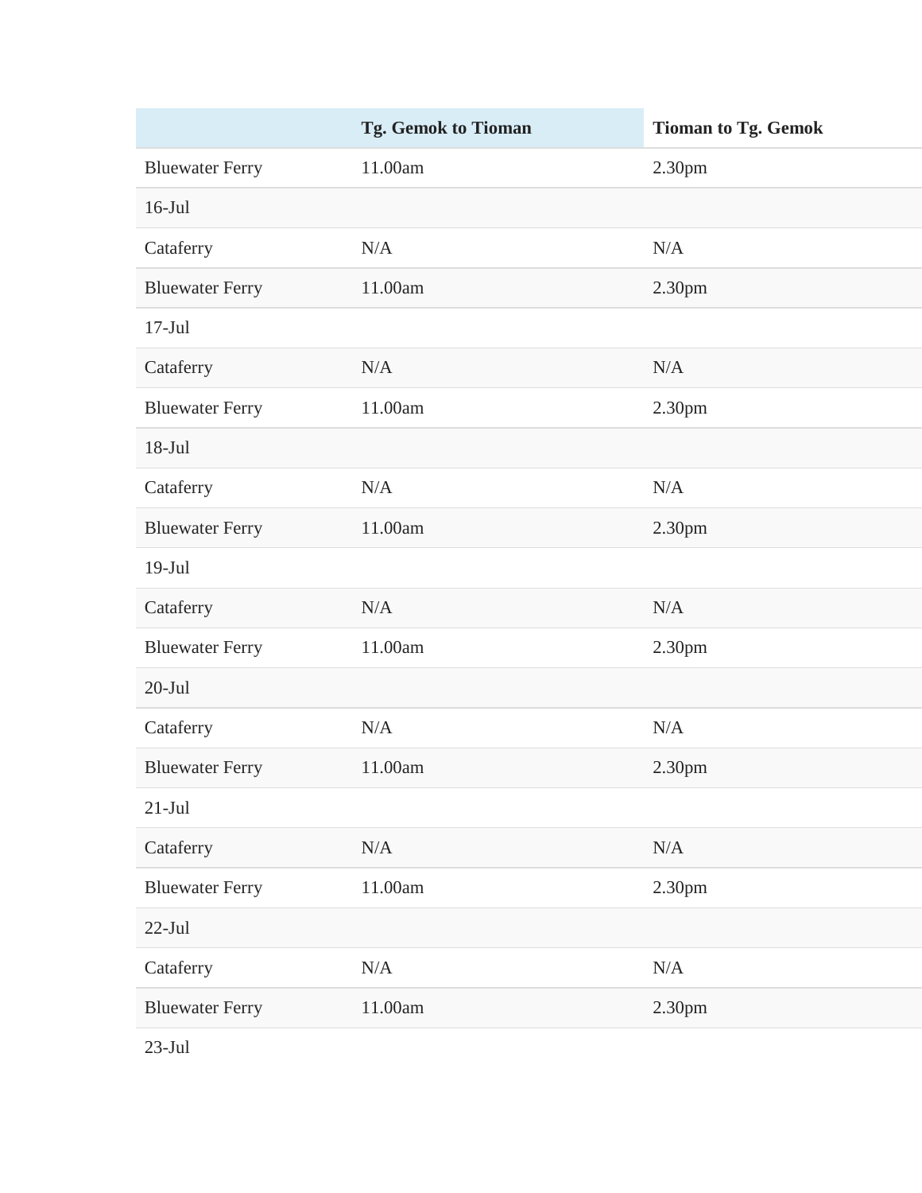| | Tg. Gemok to Tioman | Tioman to Tg. Gemok |
|---|---|---|
| Bluewater Ferry | 11.00am | 2.30pm |
| 16-Jul | | |
| Cataferry | N/A | N/A |
| Bluewater Ferry | 11.00am | 2.30pm |
| 17-Jul | | |
| Cataferry | N/A | N/A |
| Bluewater Ferry | 11.00am | 2.30pm |
| 18-Jul | | |
| Cataferry | N/A | N/A |
| Bluewater Ferry | 11.00am | 2.30pm |
| 19-Jul | | |
| Cataferry | N/A | N/A |
| Bluewater Ferry | 11.00am | 2.30pm |
| 20-Jul | | |
| Cataferry | N/A | N/A |
| Bluewater Ferry | 11.00am | 2.30pm |
| 21-Jul | | |
| Cataferry | N/A | N/A |
| Bluewater Ferry | 11.00am | 2.30pm |
| 22-Jul | | |
| Cataferry | N/A | N/A |
| Bluewater Ferry | 11.00am | 2.30pm |
| 23-Jul | | |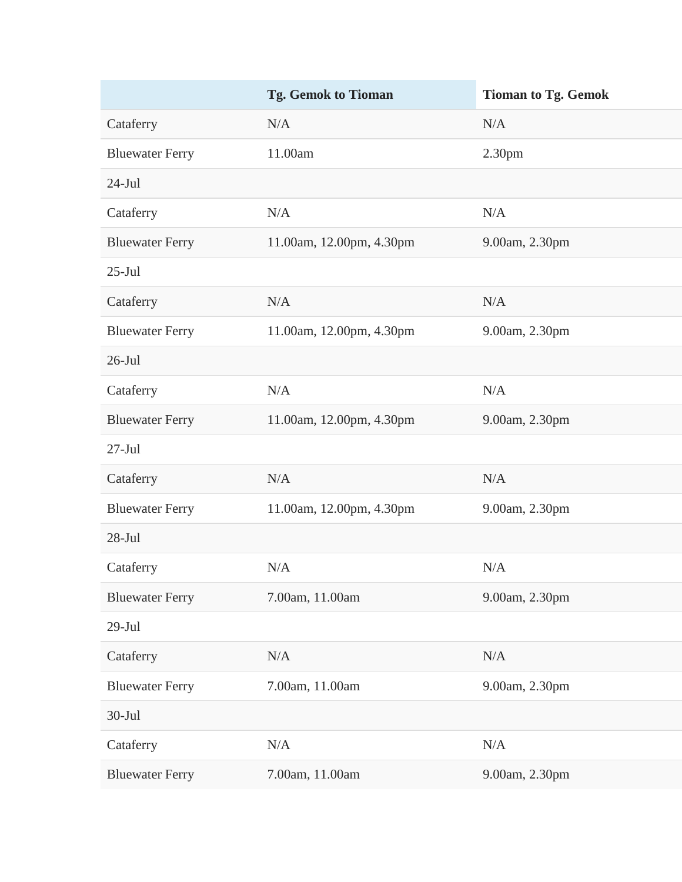| | Tg. Gemok to Tioman | Tioman to Tg. Gemok |
|---|---|---|
| Cataferry | N/A | N/A |
| Bluewater Ferry | 11.00am | 2.30pm |
| 24-Jul | | |
| Cataferry | N/A | N/A |
| Bluewater Ferry | 11.00am, 12.00pm, 4.30pm | 9.00am, 2.30pm |
| 25-Jul | | |
| Cataferry | N/A | N/A |
| Bluewater Ferry | 11.00am, 12.00pm, 4.30pm | 9.00am, 2.30pm |
| 26-Jul | | |
| Cataferry | N/A | N/A |
| Bluewater Ferry | 11.00am, 12.00pm, 4.30pm | 9.00am, 2.30pm |
| 27-Jul | | |
| Cataferry | N/A | N/A |
| Bluewater Ferry | 11.00am, 12.00pm, 4.30pm | 9.00am, 2.30pm |
| 28-Jul | | |
| Cataferry | N/A | N/A |
| Bluewater Ferry | 7.00am, 11.00am | 9.00am, 2.30pm |
| 29-Jul | | |
| Cataferry | N/A | N/A |
| Bluewater Ferry | 7.00am, 11.00am | 9.00am, 2.30pm |
| 30-Jul | | |
| Cataferry | N/A | N/A |
| Bluewater Ferry | 7.00am, 11.00am | 9.00am, 2.30pm |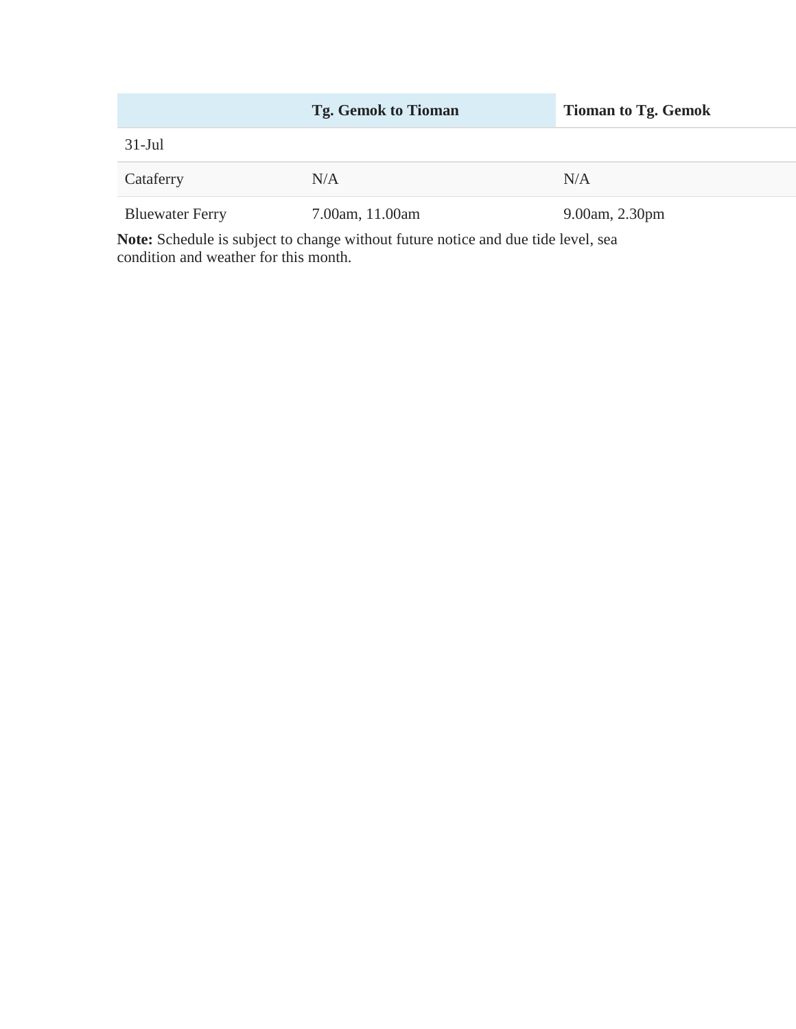| | Tg. Gemok to Tioman | Tioman to Tg. Gemok |
|---|---|---|
| 31-Jul | | |
| Cataferry | N/A | N/A |
| Bluewater Ferry | 7.00am, 11.00am | 9.00am, 2.30pm |

**Note:** Schedule is subject to change without future notice and due tide level, sea condition and weather for this month.